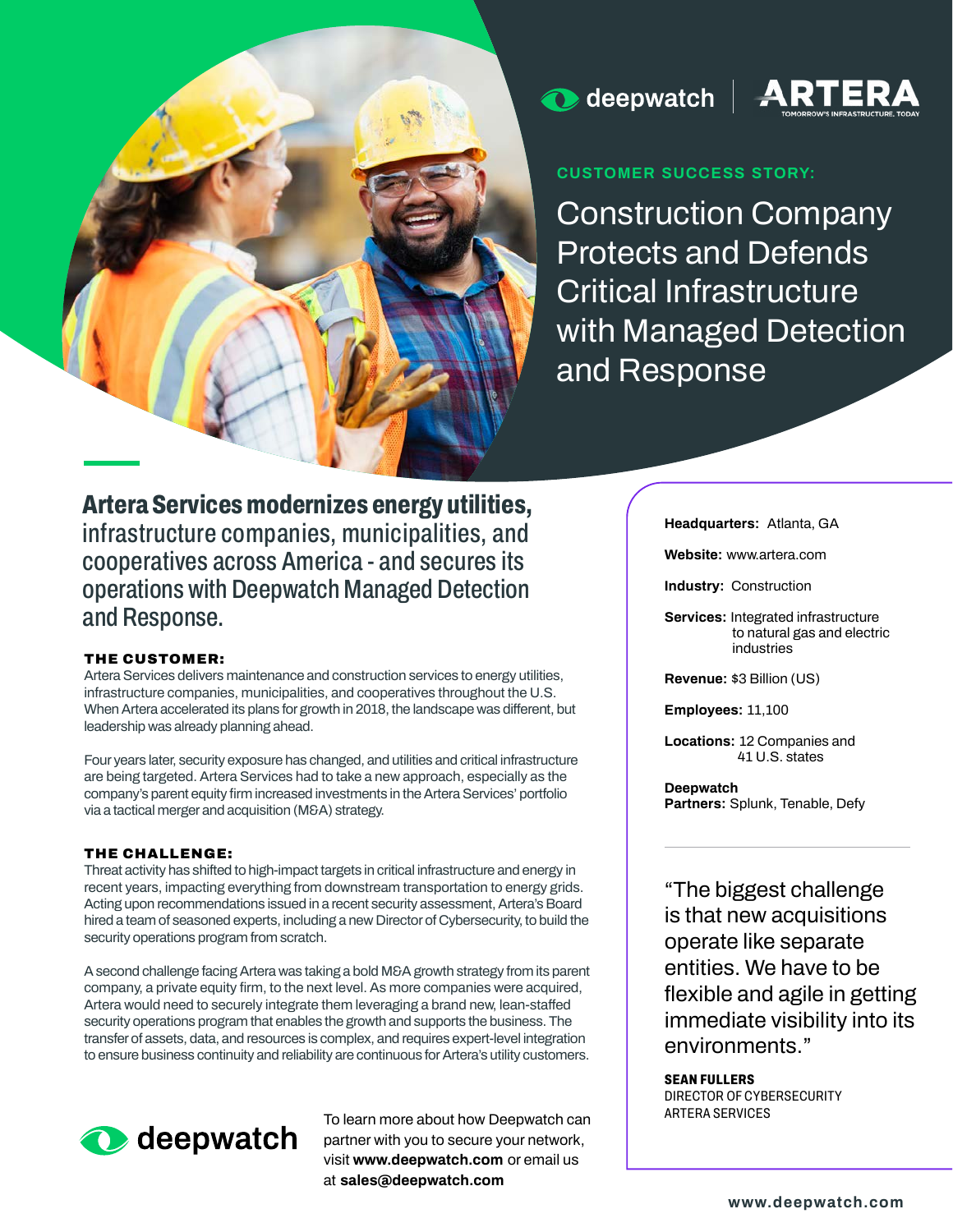deepwatch | ARTERA TOMORROW'S INFRASTRUCTURE, TODAY

CUSTOMER SUCCESS STORY:

# Construction Company Protects and Defends Critical Infrastructure with Managed Detection and Response

## **Artera Services modernizes energy utilities,** infrastructure companies, municipalities, and cooperatives across America - and secures its operations with Deepwatch Managed Detection and Response.

### THE CUSTOMER:

Artera Services delivers maintenance and construction services to energy utilities, infrastructure companies, municipalities, and cooperatives throughout the U.S. When Artera accelerated its plans for growth in 2018, the landscape was different, but leadership was already planning ahead.

Four years later, security exposure has changed, and utilities and critical infrastructure are being targeted. Artera Services had to take a new approach, especially as the company's parent equity firm increased investments in the Artera Services' portfolio via a tactical merger and acquisition (M&A) strategy.

### THE CHALLENGE:

Threat activity has shifted to high-impact targets in critical infrastructure and energy in recent years, impacting everything from downstream transportation to energy grids. Acting upon recommendations issued in a recent security assessment, Artera's Board hired a team of seasoned experts, including a new Director of Cybersecurity, to build the security operations program from scratch.

A second challenge facing Artera was taking a bold M&A growth strategy from its parent company, a private equity firm, to the next level. As more companies were acquired, Artera would need to securely integrate them leveraging a brand new, lean-staffed security operations program that enables the growth and supports the business. The transfer of assets, data, and resources is complex, and requires expert-level integration to ensure business continuity and reliability are continuous for Artera's utility customers.

**Headquarters:** Atlanta, GA

**Website:** www.artera.com

**Industry:** Construction

**Services:** Integrated infrastructure to natural gas and electric industries

**Revenue:** $3 Billion (US)

**Employees:** 11,100

**Locations:** 12 Companies and 41 U.S. states

**Deepwatch Partners:** Splunk, Tenable, Defy

---

"The biggest challenge is that new acquisitions operate like separate entities. We have to be flexible and agile in getting immediate visibility into its environments."

**SEAN FULLERS**
DIRECTOR OF CYBERSECURITY
ARTERA SERVICES

deepwatch

To learn more about how Deepwatch can partner with you to secure your network, visit **www.deepwatch.com** or email us at **sales@deepwatch.com**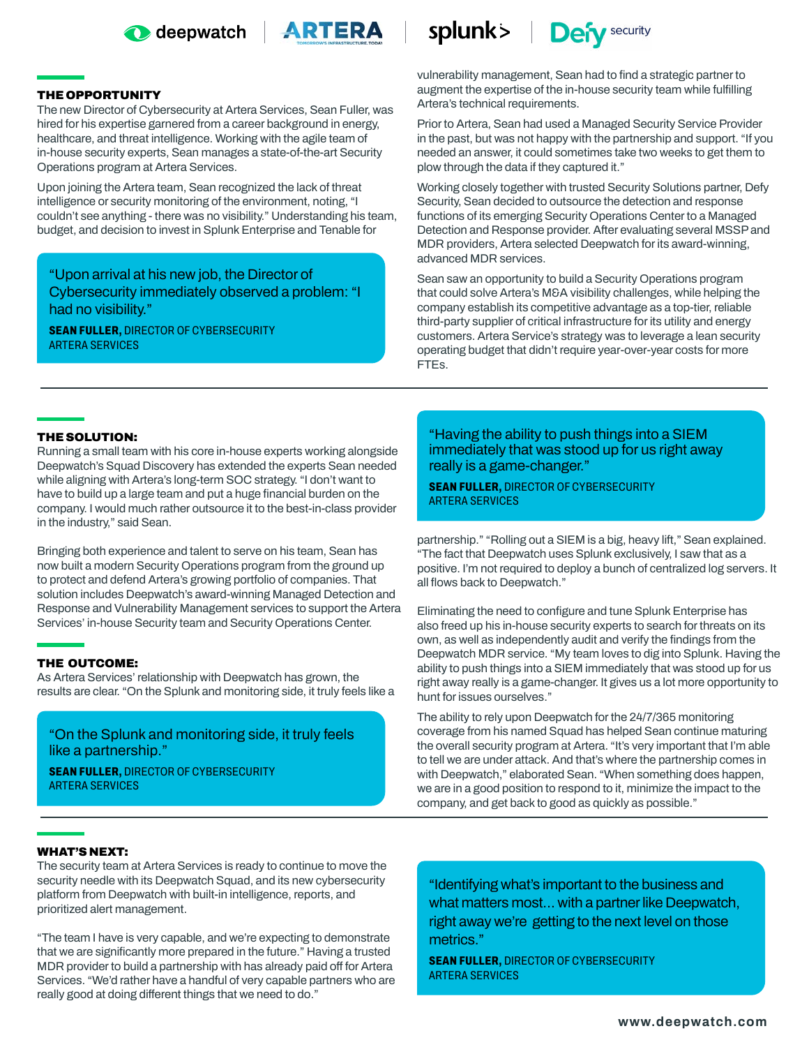## THE OPPORTUNITY

The new Director of Cybersecurity at Artera Services, Sean Fuller, was hired for his expertise garnered from a career background in energy, healthcare, and threat intelligence. Working with the agile team of in-house security experts, Sean manages a state-of-the-art Security Operations program at Artera Services.

Upon joining the Artera team, Sean recognized the lack of threat intelligence or security monitoring of the environment, noting, "I couldn't see anything - there was no visibility." Understanding his team, budget, and decision to invest in Splunk Enterprise and Tenable for vulnerability management, Sean had to find a strategic partner to augment the expertise of the in-house security team while fulfilling Artera's technical requirements.

> "Upon arrival at his new job, the Director of Cybersecurity immediately observed a problem: "I had no visibility."
>
> **SEAN FULLER,** DIRECTOR OF CYBERSECURITY
> ARTERA SERVICES

Prior to Artera, Sean had used a Managed Security Service Provider in the past, but was not happy with the partnership and support. "If you needed an answer, it could sometimes take two weeks to get them to plow through the data if they captured it."

Working closely together with trusted Security Solutions partner, Defy Security, Sean decided to outsource the detection and response functions of its emerging Security Operations Center to a Managed Detection and Response provider. After evaluating several MSSP and MDR providers, Artera selected Deepwatch for its award-winning, advanced MDR services.

Sean saw an opportunity to build a Security Operations program that could solve Artera's M&A visibility challenges, while helping the company establish its competitive advantage as a top-tier, reliable third-party supplier of critical infrastructure for its utility and energy customers. Artera Service's strategy was to leverage a lean security operating budget that didn't require year-over-year costs for more FTEs.

## THE SOLUTION:

Running a small team with his core in-house experts working alongside Deepwatch's Squad Discovery has extended the experts Sean needed while aligning with Artera's long-term SOC strategy. "I don't want to have to build up a large team and put a huge financial burden on the company. I would much rather outsource it to the best-in-class provider in the industry," said Sean.

Bringing both experience and talent to serve on his team, Sean has now built a modern Security Operations program from the ground up to protect and defend Artera's growing portfolio of companies. That solution includes Deepwatch's award-winning Managed Detection and Response and Vulnerability Management services to support the Artera Services' in-house Security team and Security Operations Center.

## THE OUTCOME:

As Artera Services' relationship with Deepwatch has grown, the results are clear. "On the Splunk and monitoring side, it truly feels like a partnership." "Rolling out a SIEM is a big, heavy lift," Sean explained. "The fact that Deepwatch uses Splunk exclusively, I saw that as a positive. I'm not required to deploy a bunch of centralized log servers. It all flows back to Deepwatch."

> "On the Splunk and monitoring side, it truly feels like a partnership."
>
> **SEAN FULLER,** DIRECTOR OF CYBERSECURITY
> ARTERA SERVICES

> "Having the ability to push things into a SIEM immediately that was stood up for us right away really is a game-changer."
>
> **SEAN FULLER,** DIRECTOR OF CYBERSECURITY
> ARTERA SERVICES

Eliminating the need to configure and tune Splunk Enterprise has also freed up his in-house security experts to search for threats on its own, as well as independently audit and verify the findings from the Deepwatch MDR service. "My team loves to dig into Splunk. Having the ability to push things into a SIEM immediately that was stood up for us right away really is a game-changer. It gives us a lot more opportunity to hunt for issues ourselves."

The ability to rely upon Deepwatch for the 24/7/365 monitoring coverage from his named Squad has helped Sean continue maturing the overall security program at Artera. "It's very important that I'm able to tell we are under attack. And that's where the partnership comes in with Deepwatch," elaborated Sean. "When something does happen, we are in a good position to respond to it, minimize the impact to the company, and get back to good as quickly as possible."

## WHAT'S NEXT:

The security team at Artera Services is ready to continue to move the security needle with its Deepwatch Squad, and its new cybersecurity platform from Deepwatch with built-in intelligence, reports, and prioritized alert management.

"The team I have is very capable, and we're expecting to demonstrate that we are significantly more prepared in the future." Having a trusted MDR provider to build a partnership with has already paid off for Artera Services. "We'd rather have a handful of very capable partners who are really good at doing different things that we need to do."

> "Identifying what's important to the business and what matters most... with a partner like Deepwatch, right away we're getting to the next level on those metrics."
>
> **SEAN FULLER,** DIRECTOR OF CYBERSECURITY
> ARTERA SERVICES

www.deepwatch.com